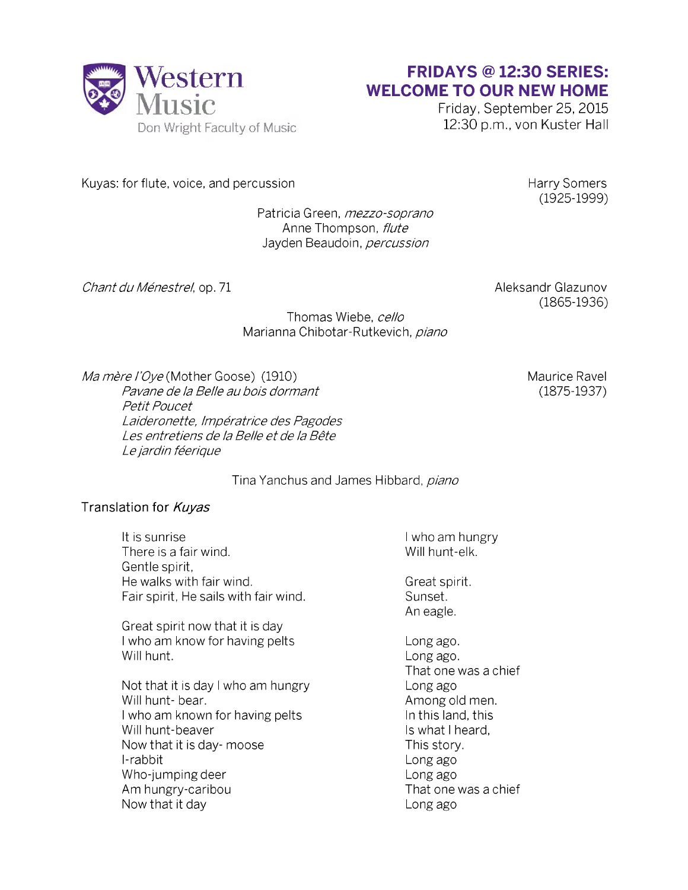Western Music
Don Wright Faculty of Music

# FRIDAYS @ 12:30 SERIES: WELCOME TO OUR NEW HOME

Friday, September 25, 2015
12:30 p.m., von Kuster Hall

Kuyas: for flute, voice, and percussion — Harry Somers (1925-1999)

Patricia Green, *mezzo-soprano*
Anne Thompson, *flute*
Jayden Beaudoin, *percussion*

*Chant du Ménestrel*, op. 71 — Aleksandr Glazunov (1865-1936)

Thomas Wiebe, *cello*
Marianna Chibotar-Rutkevich, *piano*

*Ma mère l'Oye* (Mother Goose) (1910) — Maurice Ravel (1875-1937)

*Pavane de la Belle au bois dormant*
*Petit Poucet*
*Laideronette, Impératrice des Pagodes*
*Les entretiens de la Belle et de la Bête*
*Le jardin féerique*

Tina Yanchus and James Hibbard, *piano*

## Translation for *Kuyas*

It is sunrise
There is a fair wind.
Gentle spirit,
He walks with fair wind.
Fair spirit, He sails with fair wind.

Great spirit now that it is day
I who am know for having pelts
Will hunt.

Not that it is day I who am hungry
Will hunt- bear.
I who am known for having pelts
Will hunt-beaver
Now that it is day- moose
I-rabbit
Who-jumping deer
Am hungry-caribou
Now that it day

I who am hungry
Will hunt-elk.

Great spirit.
Sunset.
An eagle.

Long ago.
Long ago.
That one was a chief
Long ago
Among old men.
In this land, this
Is what I heard,
This story.
Long ago
Long ago
That one was a chief
Long ago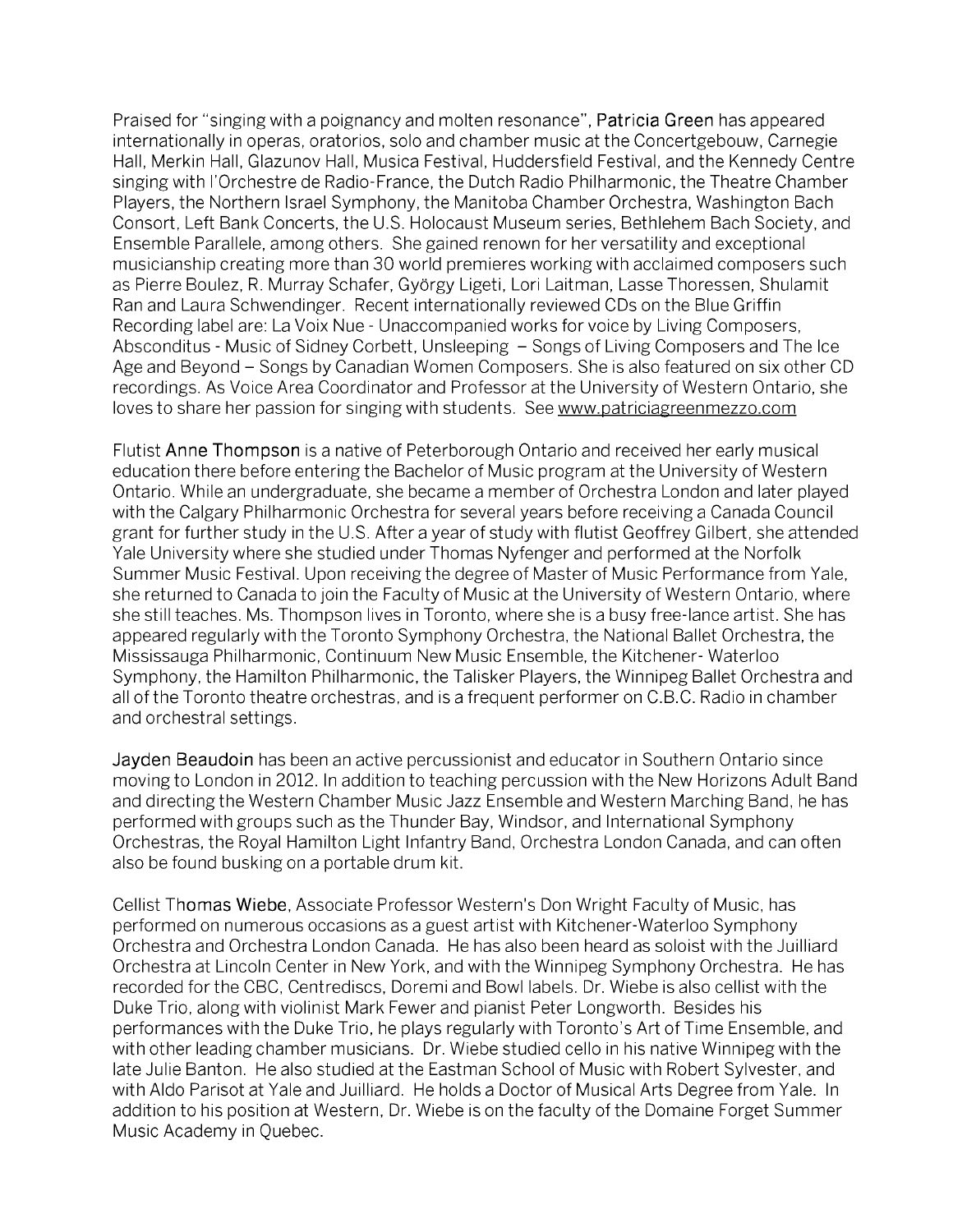Praised for "singing with a poignancy and molten resonance", **Patricia Green** has appeared internationally in operas, oratorios, solo and chamber music at the Concertgebouw, Carnegie Hall, Merkin Hall, Glazunov Hall, Musica Festival, Huddersfield Festival, and the Kennedy Centre singing with l'Orchestre de Radio-France, the Dutch Radio Philharmonic, the Theatre Chamber Players, the Northern Israel Symphony, the Manitoba Chamber Orchestra, Washington Bach Consort, Left Bank Concerts, the U.S. Holocaust Museum series, Bethlehem Bach Society, and Ensemble Parallele, among others. She gained renown for her versatility and exceptional musicianship creating more than 30 world premieres working with acclaimed composers such as Pierre Boulez, R. Murray Schafer, György Ligeti, Lori Laitman, Lasse Thoressen, Shulamit Ran and Laura Schwendinger. Recent internationally reviewed CDs on the Blue Griffin Recording label are: La Voix Nue - Unaccompanied works for voice by Living Composers, Absconditus - Music of Sidney Corbett, Unsleeping – Songs of Living Composers and The Ice Age and Beyond – Songs by Canadian Women Composers. She is also featured on six other CD recordings. As Voice Area Coordinator and Professor at the University of Western Ontario, she loves to share her passion for singing with students. See www.patriciagreenmezzo.com

Flutist **Anne Thompson** is a native of Peterborough Ontario and received her early musical education there before entering the Bachelor of Music program at the University of Western Ontario. While an undergraduate, she became a member of Orchestra London and later played with the Calgary Philharmonic Orchestra for several years before receiving a Canada Council grant for further study in the U.S. After a year of study with flutist Geoffrey Gilbert, she attended Yale University where she studied under Thomas Nyfenger and performed at the Norfolk Summer Music Festival. Upon receiving the degree of Master of Music Performance from Yale, she returned to Canada to join the Faculty of Music at the University of Western Ontario, where she still teaches. Ms. Thompson lives in Toronto, where she is a busy free-lance artist. She has appeared regularly with the Toronto Symphony Orchestra, the National Ballet Orchestra, the Mississauga Philharmonic, Continuum New Music Ensemble, the Kitchener- Waterloo Symphony, the Hamilton Philharmonic, the Talisker Players, the Winnipeg Ballet Orchestra and all of the Toronto theatre orchestras, and is a frequent performer on C.B.C. Radio in chamber and orchestral settings.

**Jayden Beaudoin** has been an active percussionist and educator in Southern Ontario since moving to London in 2012. In addition to teaching percussion with the New Horizons Adult Band and directing the Western Chamber Music Jazz Ensemble and Western Marching Band, he has performed with groups such as the Thunder Bay, Windsor, and International Symphony Orchestras, the Royal Hamilton Light Infantry Band, Orchestra London Canada, and can often also be found busking on a portable drum kit.

Cellist **Thomas Wiebe**, Associate Professor Western's Don Wright Faculty of Music, has performed on numerous occasions as a guest artist with Kitchener-Waterloo Symphony Orchestra and Orchestra London Canada. He has also been heard as soloist with the Juilliard Orchestra at Lincoln Center in New York, and with the Winnipeg Symphony Orchestra. He has recorded for the CBC, Centrediscs, Doremi and Bowl labels. Dr. Wiebe is also cellist with the Duke Trio, along with violinist Mark Fewer and pianist Peter Longworth. Besides his performances with the Duke Trio, he plays regularly with Toronto's Art of Time Ensemble, and with other leading chamber musicians. Dr. Wiebe studied cello in his native Winnipeg with the late Julie Banton. He also studied at the Eastman School of Music with Robert Sylvester, and with Aldo Parisot at Yale and Juilliard. He holds a Doctor of Musical Arts Degree from Yale. In addition to his position at Western, Dr. Wiebe is on the faculty of the Domaine Forget Summer Music Academy in Quebec.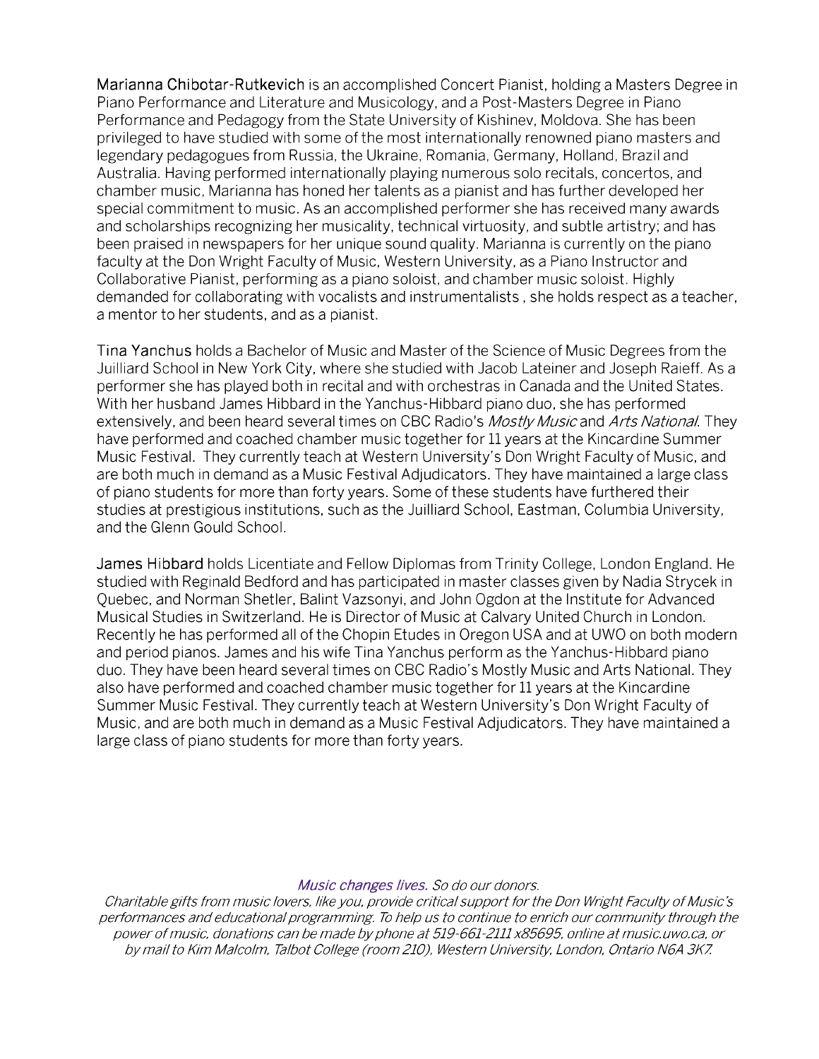**Marianna Chibotar-Rutkevich** is an accomplished Concert Pianist, holding a Masters Degree in Piano Performance and Literature and Musicology, and a Post-Masters Degree in Piano Performance and Pedagogy from the State University of Kishinev, Moldova. She has been privileged to have studied with some of the most internationally renowned piano masters and legendary pedagogues from Russia, the Ukraine, Romania, Germany, Holland, Brazil and Australia. Having performed internationally playing numerous solo recitals, concertos, and chamber music, Marianna has honed her talents as a pianist and has further developed her special commitment to music. As an accomplished performer she has received many awards and scholarships recognizing her musicality, technical virtuosity, and subtle artistry; and has been praised in newspapers for her unique sound quality. Marianna is currently on the piano faculty at the Don Wright Faculty of Music, Western University, as a Piano Instructor and Collaborative Pianist, performing as a piano soloist, and chamber music soloist. Highly demanded for collaborating with vocalists and instrumentalists , she holds respect as a teacher, a mentor to her students, and as a pianist.

**Tina Yanchus** holds a Bachelor of Music and Master of the Science of Music Degrees from the Juilliard School in New York City, where she studied with Jacob Lateiner and Joseph Raieff. As a performer she has played both in recital and with orchestras in Canada and the United States. With her husband James Hibbard in the Yanchus-Hibbard piano duo, she has performed extensively, and been heard several times on CBC Radio's *Mostly Music* and *Arts National*. They have performed and coached chamber music together for 11 years at the Kincardine Summer Music Festival. They currently teach at Western University's Don Wright Faculty of Music, and are both much in demand as a Music Festival Adjudicators. They have maintained a large class of piano students for more than forty years. Some of these students have furthered their studies at prestigious institutions, such as the Juilliard School, Eastman, Columbia University, and the Glenn Gould School.

**James Hibbard** holds Licentiate and Fellow Diplomas from Trinity College, London England. He studied with Reginald Bedford and has participated in master classes given by Nadia Strycek in Quebec, and Norman Shetler, Balint Vazsonyi, and John Ogdon at the Institute for Advanced Musical Studies in Switzerland. He is Director of Music at Calvary United Church in London. Recently he has performed all of the Chopin Etudes in Oregon USA and at UWO on both modern and period pianos. James and his wife Tina Yanchus perform as the Yanchus-Hibbard piano duo. They have been heard several times on CBC Radio's Mostly Music and Arts National. They also have performed and coached chamber music together for 11 years at the Kincardine Summer Music Festival. They currently teach at Western University's Don Wright Faculty of Music, and are both much in demand as a Music Festival Adjudicators. They have maintained a large class of piano students for more than forty years.

*Music changes lives. So do our donors.*
*Charitable gifts from music lovers, like you, provide critical support for the Don Wright Faculty of Music's performances and educational programming. To help us to continue to enrich our community through the power of music, donations can be made by phone at 519-661-2111 x85695, online at music.uwo.ca, or by mail to Kim Malcolm, Talbot College (room 210), Western University, London, Ontario N6A 3K7.*